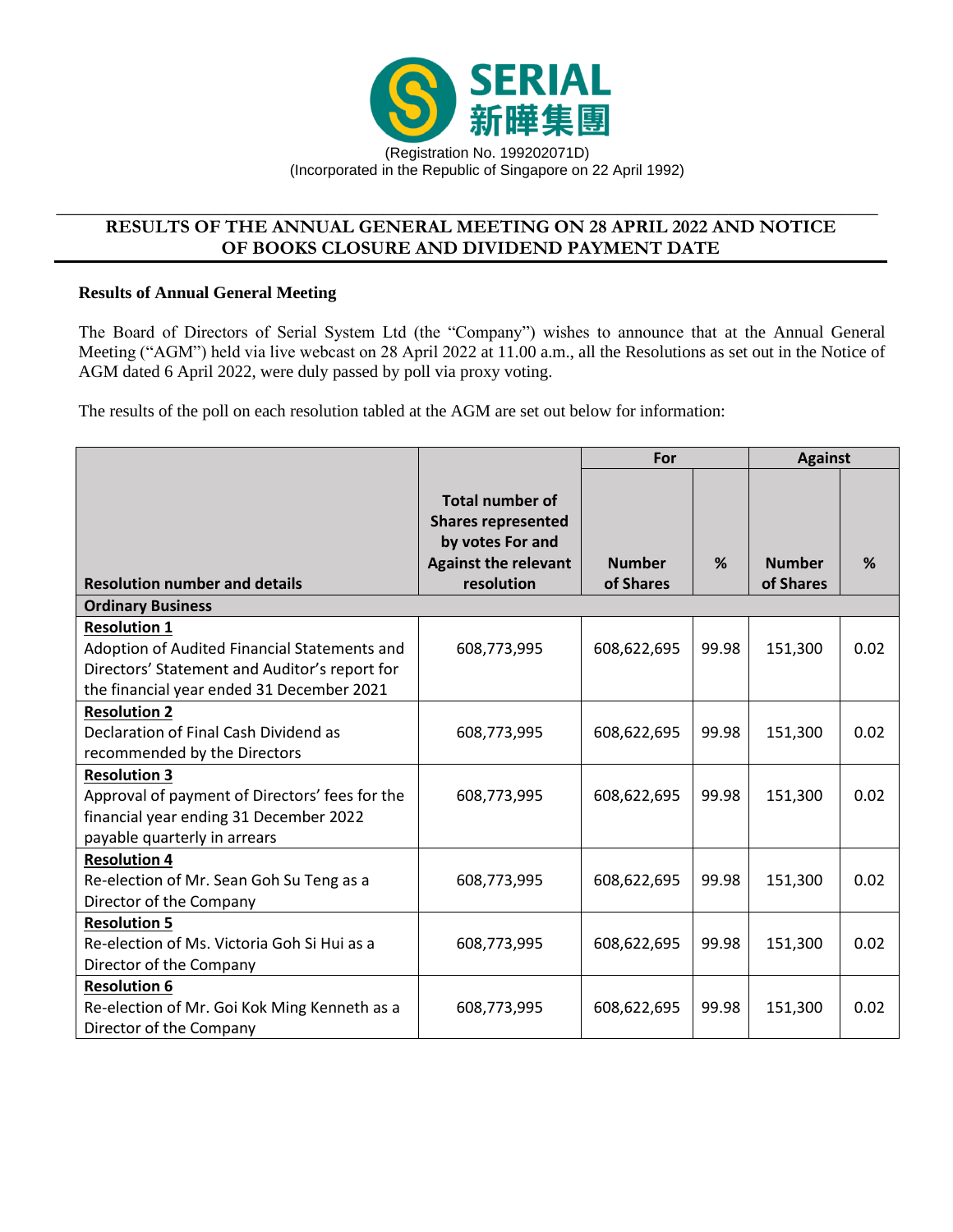SERIAL
新曄集團

(Registration No. 199202071D)
(Incorporated in the Republic of Singapore on 22 April 1992)

# RESULTS OF THE ANNUAL GENERAL MEETING ON 28 APRIL 2022 AND NOTICE OF BOOKS CLOSURE AND DIVIDEND PAYMENT DATE

**Results of Annual General Meeting**

The Board of Directors of Serial System Ltd (the "Company") wishes to announce that at the Annual General Meeting ("AGM") held via live webcast on 28 April 2022 at 11.00 a.m., all the Resolutions as set out in the Notice of AGM dated 6 April 2022, were duly passed by poll via proxy voting.

The results of the poll on each resolution tabled at the AGM are set out below for information:

| Resolution number and details | Total number of Shares represented by votes For and Against the relevant resolution | For | | Against | |
|---|---|---|---|---|---|
| | | Number of Shares | % | Number of Shares | % |
| **Ordinary Business** | | | | | |
| **Resolution 1** Adoption of Audited Financial Statements and Directors' Statement and Auditor's report for the financial year ended 31 December 2021 | 608,773,995 | 608,622,695 | 99.98 | 151,300 | 0.02 |
| **Resolution 2** Declaration of Final Cash Dividend as recommended by the Directors | 608,773,995 | 608,622,695 | 99.98 | 151,300 | 0.02 |
| **Resolution 3** Approval of payment of Directors' fees for the financial year ending 31 December 2022 payable quarterly in arrears | 608,773,995 | 608,622,695 | 99.98 | 151,300 | 0.02 |
| **Resolution 4** Re-election of Mr. Sean Goh Su Teng as a Director of the Company | 608,773,995 | 608,622,695 | 99.98 | 151,300 | 0.02 |
| **Resolution 5** Re-election of Ms. Victoria Goh Si Hui as a Director of the Company | 608,773,995 | 608,622,695 | 99.98 | 151,300 | 0.02 |
| **Resolution 6** Re-election of Mr. Goi Kok Ming Kenneth as a Director of the Company | 608,773,995 | 608,622,695 | 99.98 | 151,300 | 0.02 |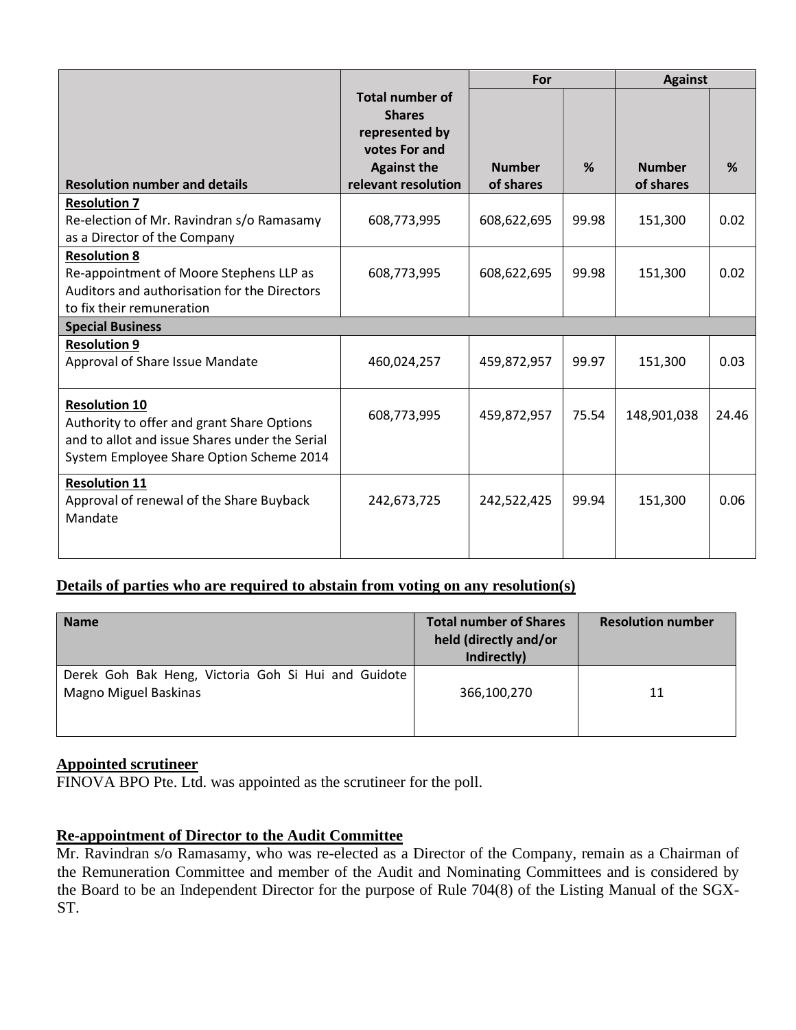| Resolution number and details | Total number of Shares represented by votes For and Against the relevant resolution | For | | Against | |
|---|---|---|---|---|---|
| | | Number of shares | % | Number of shares | % |
| **Resolution 7**<br>Re-election of Mr. Ravindran s/o Ramasamy as a Director of the Company | 608,773,995 | 608,622,695 | 99.98 | 151,300 | 0.02 |
| **Resolution 8**<br>Re-appointment of Moore Stephens LLP as Auditors and authorisation for the Directors to fix their remuneration | 608,773,995 | 608,622,695 | 99.98 | 151,300 | 0.02 |
| **Special Business** | | | | | |
| **Resolution 9**<br>Approval of Share Issue Mandate | 460,024,257 | 459,872,957 | 99.97 | 151,300 | 0.03 |
| **Resolution 10**<br>Authority to offer and grant Share Options and to allot and issue Shares under the Serial System Employee Share Option Scheme 2014 | 608,773,995 | 459,872,957 | 75.54 | 148,901,038 | 24.46 |
| **Resolution 11**<br>Approval of renewal of the Share Buyback Mandate | 242,673,725 | 242,522,425 | 99.94 | 151,300 | 0.06 |

## Details of parties who are required to abstain from voting on any resolution(s)

| Name | Total number of Shares held (directly and/or Indirectly) | Resolution number |
|---|---|---|
| Derek Goh Bak Heng, Victoria Goh Si Hui and Guidote Magno Miguel Baskinas | 366,100,270 | 11 |

## Appointed scrutineer

FINOVA BPO Pte. Ltd. was appointed as the scrutineer for the poll.

## Re-appointment of Director to the Audit Committee

Mr. Ravindran s/o Ramasamy, who was re-elected as a Director of the Company, remain as a Chairman of the Remuneration Committee and member of the Audit and Nominating Committees and is considered by the Board to be an Independent Director for the purpose of Rule 704(8) of the Listing Manual of the SGX-ST.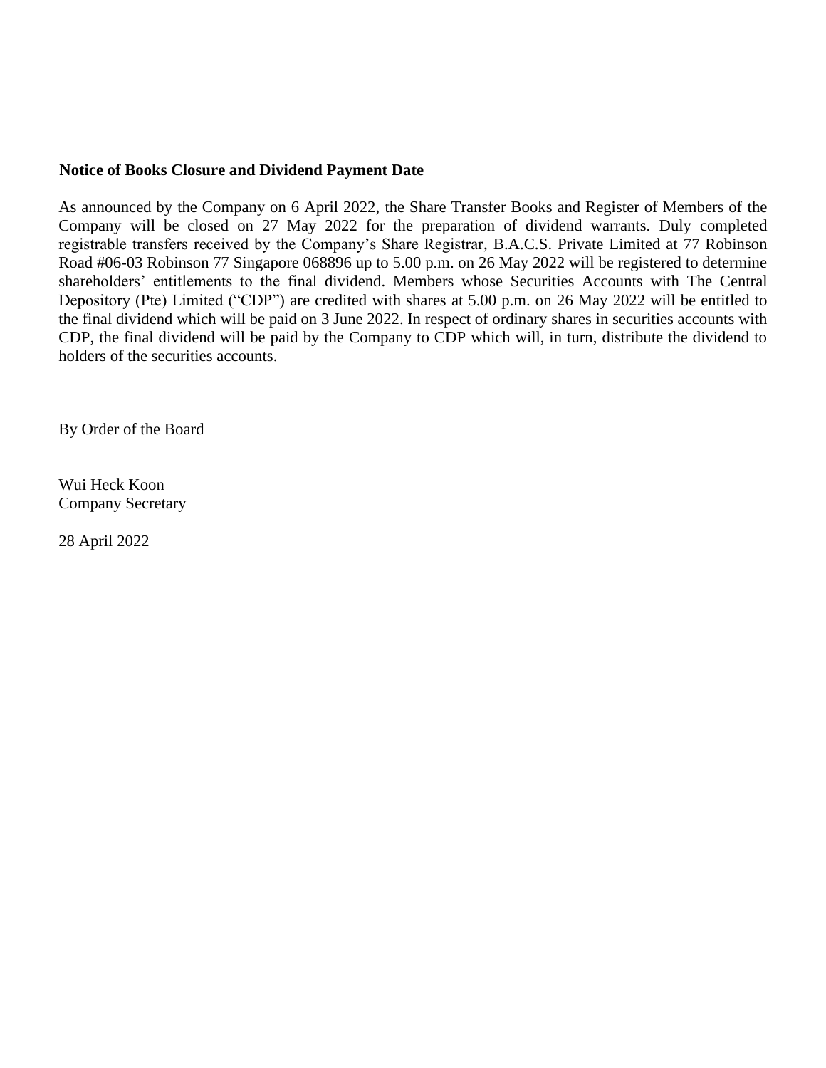**Notice of Books Closure and Dividend Payment Date**

As announced by the Company on 6 April 2022, the Share Transfer Books and Register of Members of the Company will be closed on 27 May 2022 for the preparation of dividend warrants. Duly completed registrable transfers received by the Company's Share Registrar, B.A.C.S. Private Limited at 77 Robinson Road #06-03 Robinson 77 Singapore 068896 up to 5.00 p.m. on 26 May 2022 will be registered to determine shareholders' entitlements to the final dividend. Members whose Securities Accounts with The Central Depository (Pte) Limited ("CDP") are credited with shares at 5.00 p.m. on 26 May 2022 will be entitled to the final dividend which will be paid on 3 June 2022. In respect of ordinary shares in securities accounts with CDP, the final dividend will be paid by the Company to CDP which will, in turn, distribute the dividend to holders of the securities accounts.

By Order of the Board

Wui Heck Koon
Company Secretary

28 April 2022